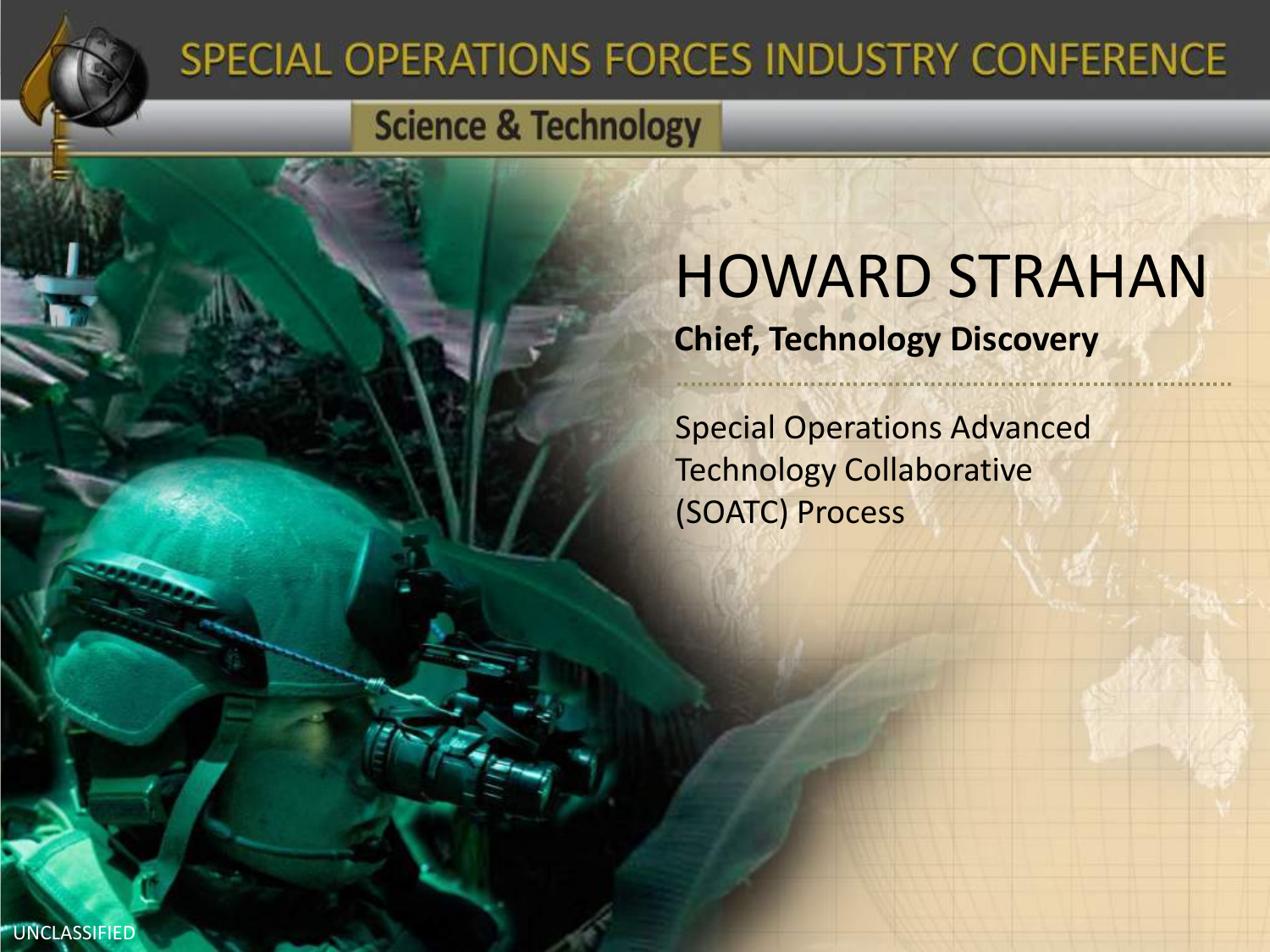# SPECIAL OPERATIONS FORCES INDUSTRY CONFERENCE

## Science & Technology

# HOWARD STRAHAN

**Chief, Technology Discovery**

Special Operations Advanced Technology Collaborative (SOATC) Process

UNCLASSIFIED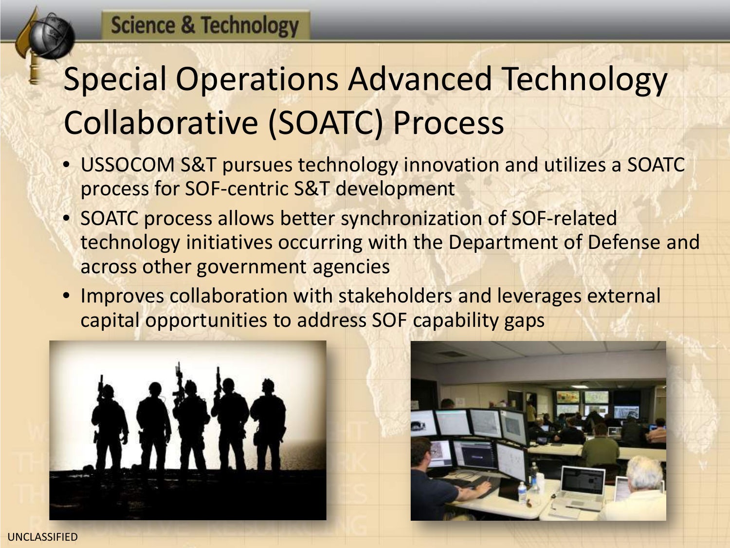# Special Operations Advanced Technology Collaborative (SOATC) Process

- USSOCOM S&T pursues technology innovation and utilizes a SOATC process for SOF-centric S&T development
- SOATC process allows better synchronization of SOF-related technology initiatives occurring with the Department of Defense and across other government agencies
- Improves collaboration with stakeholders and leverages external capital opportunities to address SOF capability gaps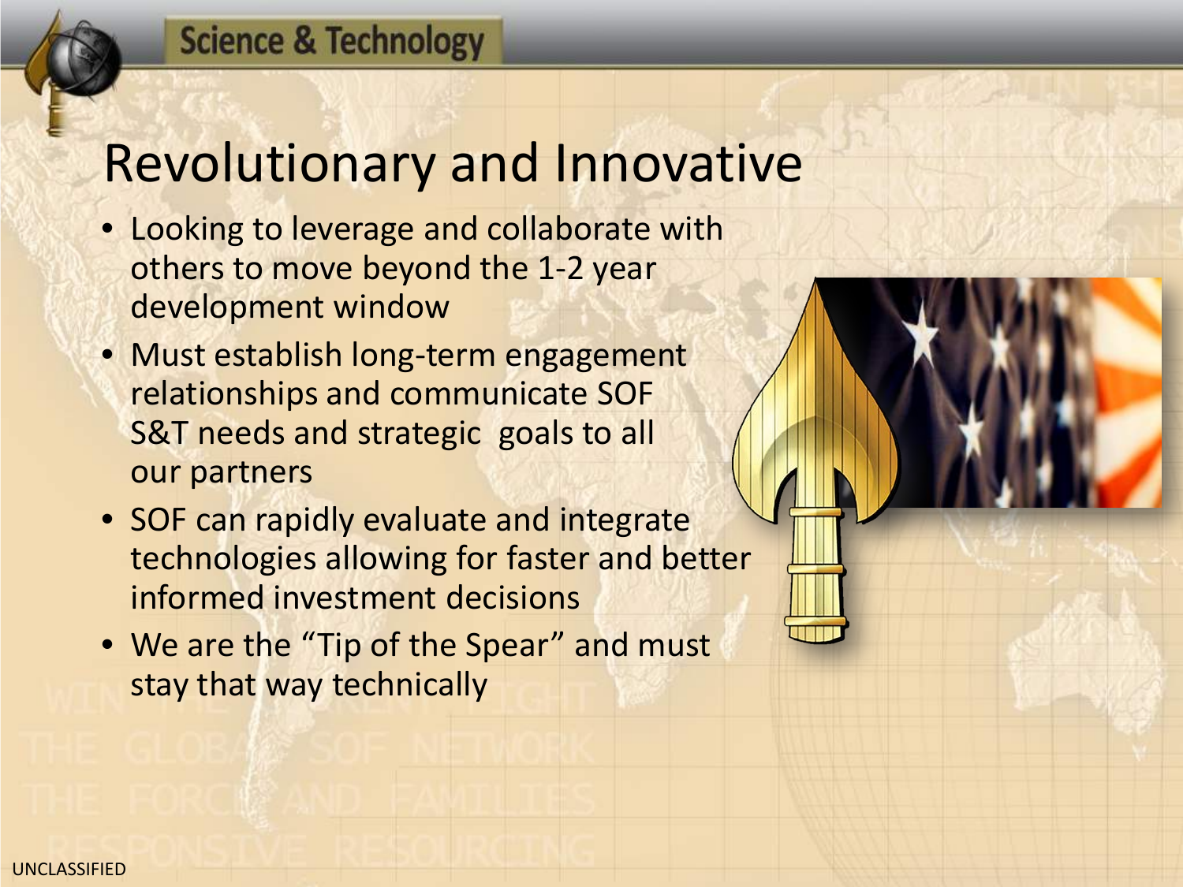# Revolutionary and Innovative

- Looking to leverage and collaborate with others to move beyond the 1-2 year development window
- Must establish long-term engagement relationships and communicate SOF S&T needs and strategic goals to all our partners
- SOF can rapidly evaluate and integrate technologies allowing for faster and better informed investment decisions
- We are the “Tip of the Spear” and must stay that way technically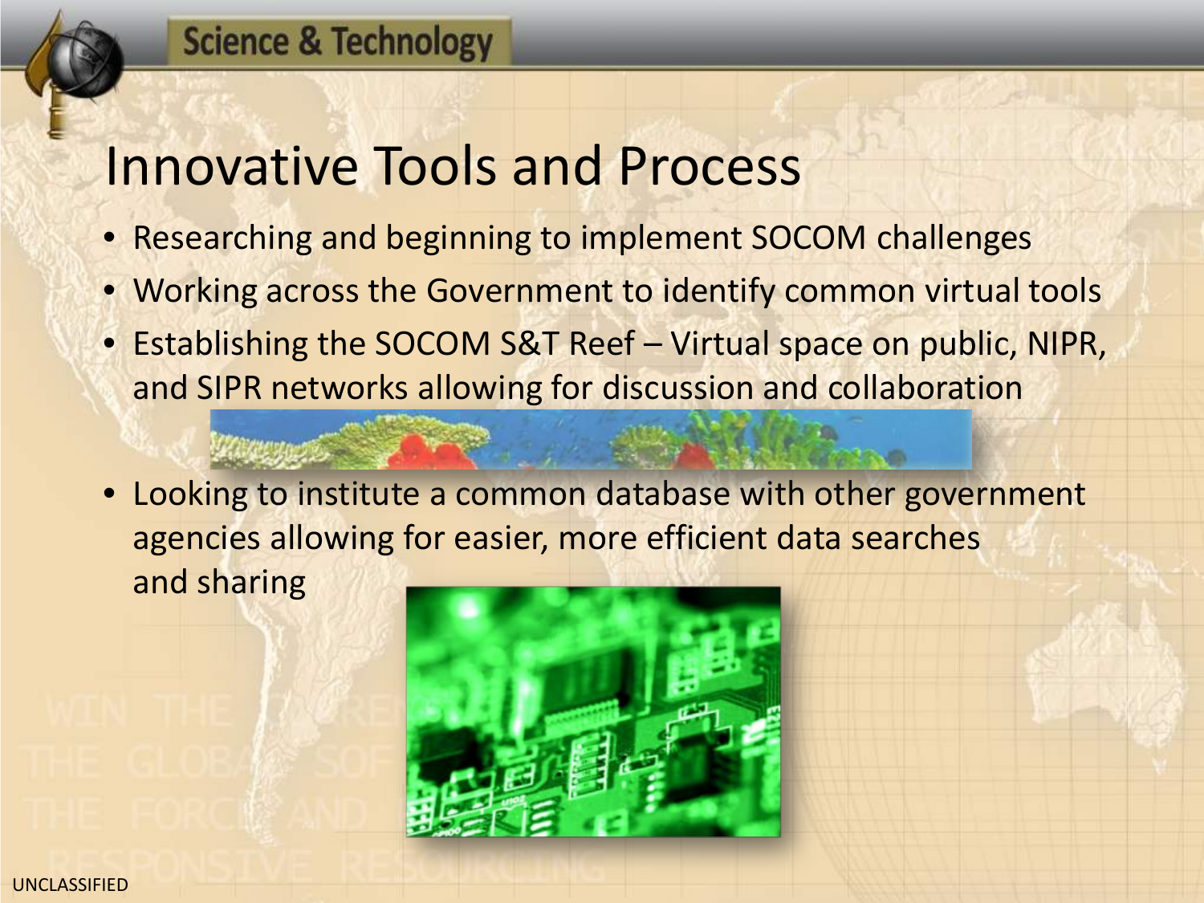# Innovative Tools and Process

- Researching and beginning to implement SOCOM challenges
- Working across the Government to identify common virtual tools
- Establishing the SOCOM S&T Reef – Virtual space on public, NIPR, and SIPR networks allowing for discussion and collaboration
- Looking to institute a common database with other government agencies allowing for easier, more efficient data searches and sharing

UNCLASSIFIED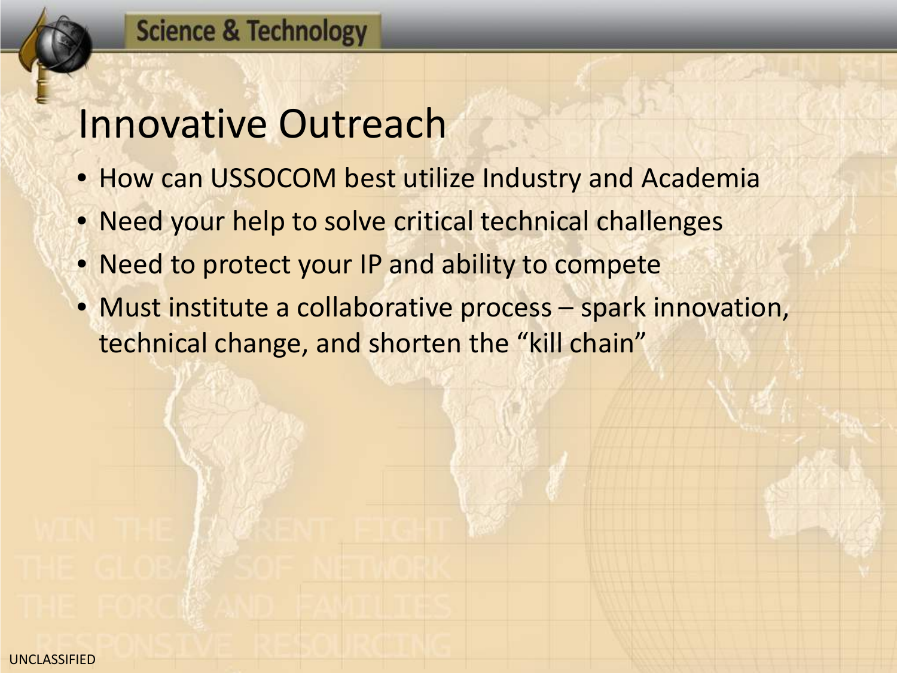# Innovative Outreach

- How can USSOCOM best utilize Industry and Academia
- Need your help to solve critical technical challenges
- Need to protect your IP and ability to compete
- Must institute a collaborative process – spark innovation, technical change, and shorten the "kill chain"

UNCLASSIFIED